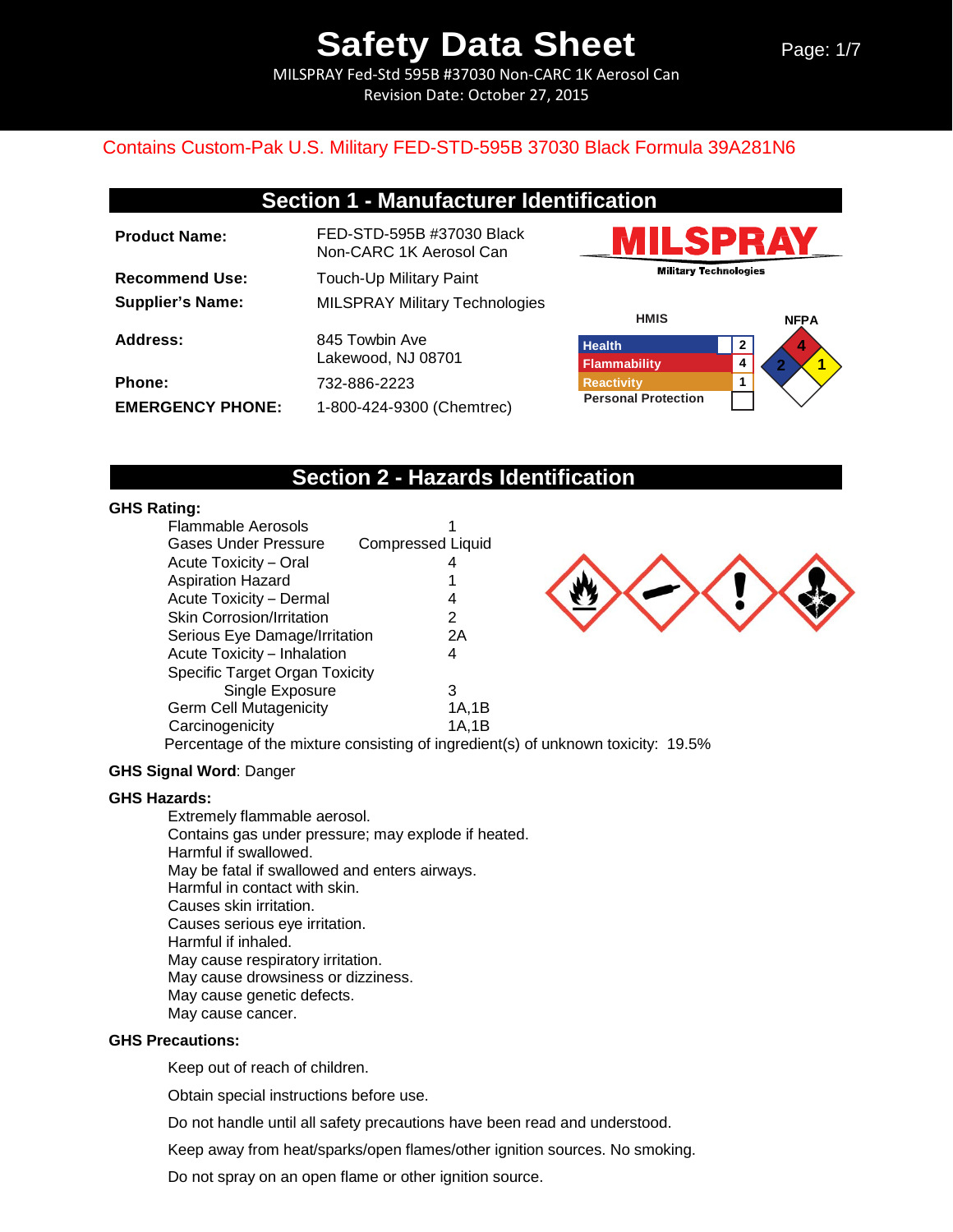# Safety Data Sheet

MILSPRAY Fed-Std 595B #37030 Non-CARC 1K Aerosol Can
Revision Date: October 27, 2015

Contains Custom-Pak U.S. Military FED-STD-595B 37030 Black Formula 39A281N6

## Section 1 - Manufacturer Identification

| | |
|---|---|
| **Product Name:** | FED-STD-595B #37030 Black Non-CARC 1K Aerosol Can |
| **Recommend Use:** | Touch-Up Military Paint |
| **Supplier's Name:** | MILSPRAY Military Technologies |
| **Address:** | 845 Towbin Ave<br>Lakewood, NJ 08701 |
| **Phone:** | 732-886-2223 |
| **EMERGENCY PHONE:** | 1-800-424-9300 (Chemtrec) |

MILSPRAY Military Technologies

**HMIS**

| | |
|---|---|
| Health | 2 |
| Flammability | 4 |
| Reactivity | 1 |
| Personal Protection | |

**NFPA**: Health 2, Flammability 4, Reactivity 1

## Section 2 - Hazards Identification

**GHS Rating:**

| | |
|---|---|
| Flammable Aerosols | 1 |
| Gases Under Pressure | Compressed Liquid |
| Acute Toxicity – Oral | 4 |
| Aspiration Hazard | 1 |
| Acute Toxicity – Dermal | 4 |
| Skin Corrosion/Irritation | 2 |
| Serious Eye Damage/Irritation | 2A |
| Acute Toxicity – Inhalation | 4 |
| Specific Target Organ Toxicity Single Exposure | 3 |
| Germ Cell Mutagenicity | 1A,1B |
| Carcinogenicity | 1A,1B |

Percentage of the mixture consisting of ingredient(s) of unknown toxicity: 19.5%

**GHS Signal Word**: Danger

**GHS Hazards:**

Extremely flammable aerosol.
Contains gas under pressure; may explode if heated.
Harmful if swallowed.
May be fatal if swallowed and enters airways.
Harmful in contact with skin.
Causes skin irritation.
Causes serious eye irritation.
Harmful if inhaled.
May cause respiratory irritation.
May cause drowsiness or dizziness.
May cause genetic defects.
May cause cancer.

**GHS Precautions:**

Keep out of reach of children.

Obtain special instructions before use.

Do not handle until all safety precautions have been read and understood.

Keep away from heat/sparks/open flames/other ignition sources. No smoking.

Do not spray on an open flame or other ignition source.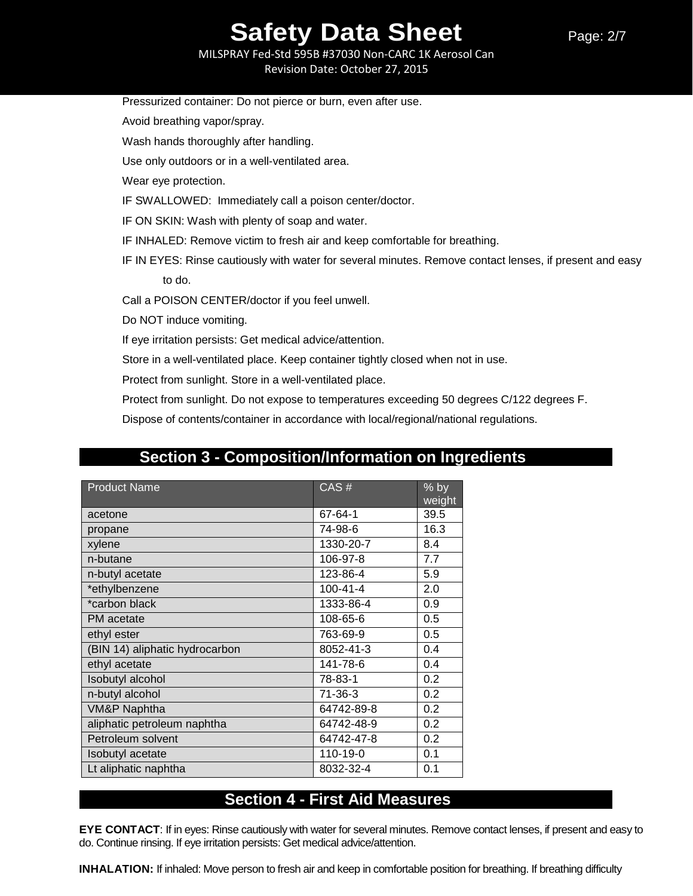Pressurized container: Do not pierce or burn, even after use.

Avoid breathing vapor/spray.

Wash hands thoroughly after handling.

Use only outdoors or in a well-ventilated area.

Wear eye protection.

IF SWALLOWED: Immediately call a poison center/doctor.

IF ON SKIN: Wash with plenty of soap and water.

IF INHALED: Remove victim to fresh air and keep comfortable for breathing.

IF IN EYES: Rinse cautiously with water for several minutes. Remove contact lenses, if present and easy to do.

Call a POISON CENTER/doctor if you feel unwell.

Do NOT induce vomiting.

If eye irritation persists: Get medical advice/attention.

Store in a well-ventilated place. Keep container tightly closed when not in use.

Protect from sunlight. Store in a well-ventilated place.

Protect from sunlight. Do not expose to temperatures exceeding 50 degrees C/122 degrees F.

Dispose of contents/container in accordance with local/regional/national regulations.

## Section 3 - Composition/Information on Ingredients

| Product Name | CAS # | % by weight |
|---|---|---|
| acetone | 67-64-1 | 39.5 |
| propane | 74-98-6 | 16.3 |
| xylene | 1330-20-7 | 8.4 |
| n-butane | 106-97-8 | 7.7 |
| n-butyl acetate | 123-86-4 | 5.9 |
| *ethylbenzene | 100-41-4 | 2.0 |
| *carbon black | 1333-86-4 | 0.9 |
| PM acetate | 108-65-6 | 0.5 |
| ethyl ester | 763-69-9 | 0.5 |
| (BIN 14) aliphatic hydrocarbon | 8052-41-3 | 0.4 |
| ethyl acetate | 141-78-6 | 0.4 |
| Isobutyl alcohol | 78-83-1 | 0.2 |
| n-butyl alcohol | 71-36-3 | 0.2 |
| VM&P Naphtha | 64742-89-8 | 0.2 |
| aliphatic petroleum naphtha | 64742-48-9 | 0.2 |
| Petroleum solvent | 64742-47-8 | 0.2 |
| Isobutyl acetate | 110-19-0 | 0.1 |
| Lt aliphatic naphtha | 8032-32-4 | 0.1 |

## Section 4 - First Aid Measures

**EYE CONTACT**: If in eyes: Rinse cautiously with water for several minutes. Remove contact lenses, if present and easy to do. Continue rinsing. If eye irritation persists: Get medical advice/attention.

**INHALATION:** If inhaled: Move person to fresh air and keep in comfortable position for breathing. If breathing difficulty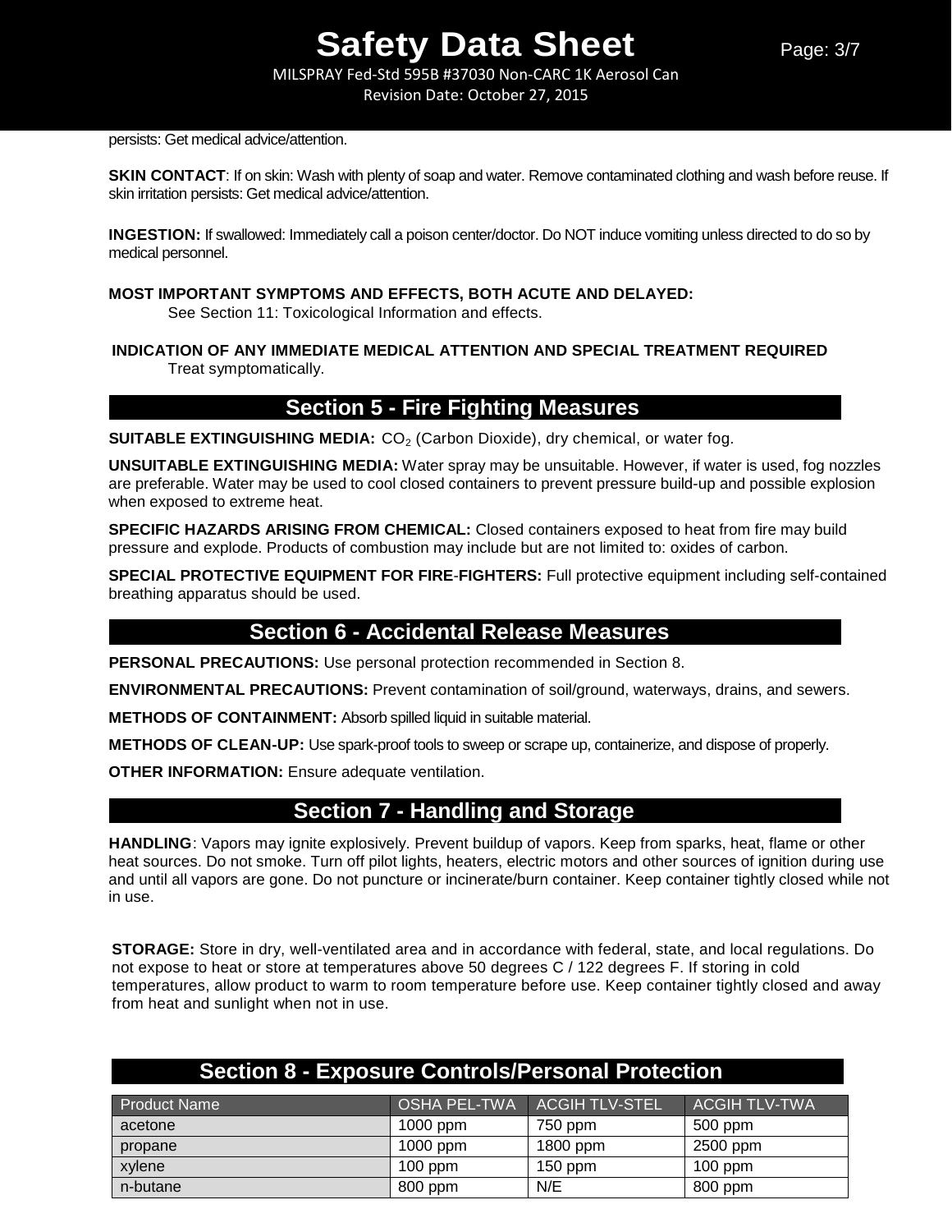persists: Get medical advice/attention.

**SKIN CONTACT**: If on skin: Wash with plenty of soap and water. Remove contaminated clothing and wash before reuse. If skin irritation persists: Get medical advice/attention.

**INGESTION:** If swallowed: Immediately call a poison center/doctor. Do NOT induce vomiting unless directed to do so by medical personnel.

**MOST IMPORTANT SYMPTOMS AND EFFECTS, BOTH ACUTE AND DELAYED:**
See Section 11: Toxicological Information and effects.

**INDICATION OF ANY IMMEDIATE MEDICAL ATTENTION AND SPECIAL TREATMENT REQUIRED**
Treat symptomatically.

## Section 5 - Fire Fighting Measures

**SUITABLE EXTINGUISHING MEDIA:** $CO_2$ (Carbon Dioxide), dry chemical, or water fog.

**UNSUITABLE EXTINGUISHING MEDIA:** Water spray may be unsuitable. However, if water is used, fog nozzles are preferable. Water may be used to cool closed containers to prevent pressure build-up and possible explosion when exposed to extreme heat.

**SPECIFIC HAZARDS ARISING FROM CHEMICAL:** Closed containers exposed to heat from fire may build pressure and explode. Products of combustion may include but are not limited to: oxides of carbon.

**SPECIAL PROTECTIVE EQUIPMENT FOR FIRE-FIGHTERS:** Full protective equipment including self-contained breathing apparatus should be used.

## Section 6 - Accidental Release Measures

**PERSONAL PRECAUTIONS:** Use personal protection recommended in Section 8.

**ENVIRONMENTAL PRECAUTIONS:** Prevent contamination of soil/ground, waterways, drains, and sewers.

**METHODS OF CONTAINMENT:** Absorb spilled liquid in suitable material.

**METHODS OF CLEAN-UP:** Use spark-proof tools to sweep or scrape up, containerize, and dispose of properly.

**OTHER INFORMATION:** Ensure adequate ventilation.

## Section 7 - Handling and Storage

**HANDLING**: Vapors may ignite explosively. Prevent buildup of vapors. Keep from sparks, heat, flame or other heat sources. Do not smoke. Turn off pilot lights, heaters, electric motors and other sources of ignition during use and until all vapors are gone. Do not puncture or incinerate/burn container. Keep container tightly closed while not in use.

**STORAGE:** Store in dry, well-ventilated area and in accordance with federal, state, and local regulations. Do not expose to heat or store at temperatures above 50 degrees C / 122 degrees F. If storing in cold temperatures, allow product to warm to room temperature before use. Keep container tightly closed and away from heat and sunlight when not in use.

## Section 8 - Exposure Controls/Personal Protection

| Product Name | OSHA PEL-TWA | ACGIH TLV-STEL | ACGIH TLV-TWA |
|---|---|---|---|
| acetone | 1000 ppm | 750 ppm | 500 ppm |
| propane | 1000 ppm | 1800 ppm | 2500 ppm |
| xylene | 100 ppm | 150 ppm | 100 ppm |
| n-butane | 800 ppm | N/E | 800 ppm |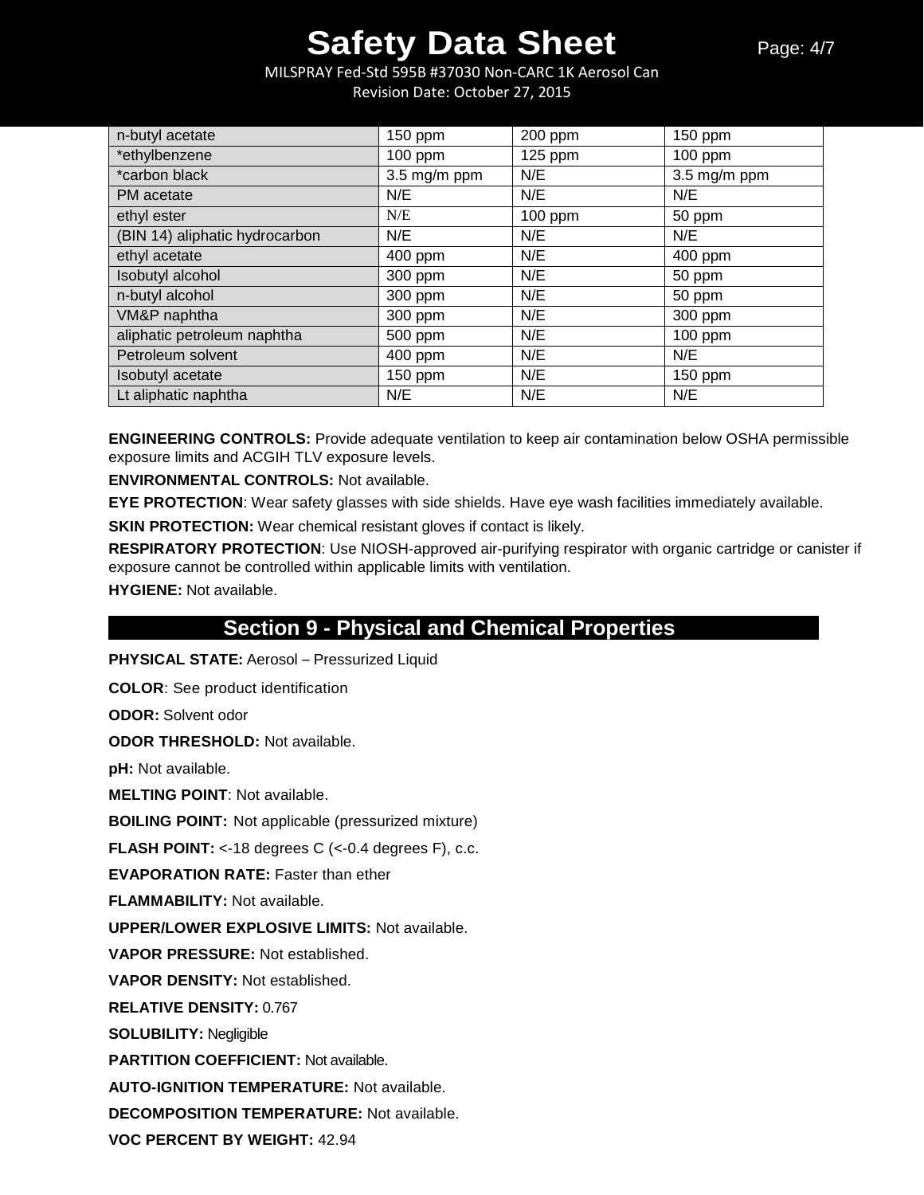| | | | |
|---|---|---|---|
| n-butyl acetate | 150 ppm | 200 ppm | 150 ppm |
| *ethylbenzene | 100 ppm | 125 ppm | 100 ppm |
| *carbon black | 3.5 mg/m ppm | N/E | 3.5 mg/m ppm |
| PM acetate | N/E | N/E | N/E |
| ethyl ester | N/E | 100 ppm | 50 ppm |
| (BIN 14) aliphatic hydrocarbon | N/E | N/E | N/E |
| ethyl acetate | 400 ppm | N/E | 400 ppm |
| Isobutyl alcohol | 300 ppm | N/E | 50 ppm |
| n-butyl alcohol | 300 ppm | N/E | 50 ppm |
| VM&P naphtha | 300 ppm | N/E | 300 ppm |
| aliphatic petroleum naphtha | 500 ppm | N/E | 100 ppm |
| Petroleum solvent | 400 ppm | N/E | N/E |
| Isobutyl acetate | 150 ppm | N/E | 150 ppm |
| Lt aliphatic naphtha | N/E | N/E | N/E |

**ENGINEERING CONTROLS:** Provide adequate ventilation to keep air contamination below OSHA permissible exposure limits and ACGIH TLV exposure levels.

**ENVIRONMENTAL CONTROLS:** Not available.

**EYE PROTECTION**: Wear safety glasses with side shields. Have eye wash facilities immediately available.

**SKIN PROTECTION:** Wear chemical resistant gloves if contact is likely.

**RESPIRATORY PROTECTION**: Use NIOSH-approved air-purifying respirator with organic cartridge or canister if exposure cannot be controlled within applicable limits with ventilation.

**HYGIENE:** Not available.

## Section 9 - Physical and Chemical Properties

**PHYSICAL STATE:** Aerosol – Pressurized Liquid

**COLOR**: See product identification

**ODOR:** Solvent odor

**ODOR THRESHOLD:** Not available.

**pH:** Not available.

**MELTING POINT**: Not available.

**BOILING POINT:** Not applicable (pressurized mixture)

**FLASH POINT:** <-18 degrees C (<-0.4 degrees F), c.c.

**EVAPORATION RATE:** Faster than ether

**FLAMMABILITY:** Not available.

**UPPER/LOWER EXPLOSIVE LIMITS:** Not available.

**VAPOR PRESSURE:** Not established.

**VAPOR DENSITY:** Not established.

**RELATIVE DENSITY:** 0.767

**SOLUBILITY:** Negligible

**PARTITION COEFFICIENT:** Not available.

**AUTO-IGNITION TEMPERATURE:** Not available.

**DECOMPOSITION TEMPERATURE:** Not available.

**VOC PERCENT BY WEIGHT:** 42.94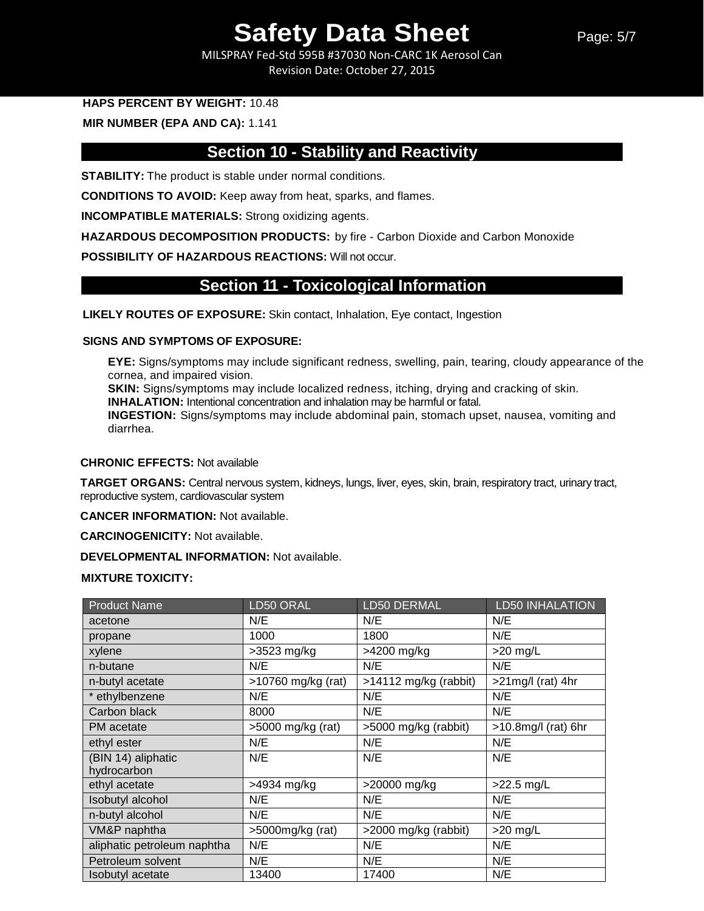**HAPS PERCENT BY WEIGHT:** 10.48

**MIR NUMBER (EPA AND CA):** 1.141

## Section 10 - Stability and Reactivity

**STABILITY:** The product is stable under normal conditions.

**CONDITIONS TO AVOID:** Keep away from heat, sparks, and flames.

**INCOMPATIBLE MATERIALS:** Strong oxidizing agents.

**HAZARDOUS DECOMPOSITION PRODUCTS:** by fire - Carbon Dioxide and Carbon Monoxide

**POSSIBILITY OF HAZARDOUS REACTIONS:** Will not occur.

## Section 11 - Toxicological Information

**LIKELY ROUTES OF EXPOSURE:** Skin contact, Inhalation, Eye contact, Ingestion

**SIGNS AND SYMPTOMS OF EXPOSURE:**

**EYE:** Signs/symptoms may include significant redness, swelling, pain, tearing, cloudy appearance of the cornea, and impaired vision.
**SKIN:** Signs/symptoms may include localized redness, itching, drying and cracking of skin.
**INHALATION:** Intentional concentration and inhalation may be harmful or fatal.
**INGESTION:** Signs/symptoms may include abdominal pain, stomach upset, nausea, vomiting and diarrhea.

**CHRONIC EFFECTS:** Not available

**TARGET ORGANS:** Central nervous system, kidneys, lungs, liver, eyes, skin, brain, respiratory tract, urinary tract, reproductive system, cardiovascular system

**CANCER INFORMATION:** Not available.

**CARCINOGENICITY:** Not available.

**DEVELOPMENTAL INFORMATION:** Not available.

**MIXTURE TOXICITY:**

| Product Name | LD50 ORAL | LD50 DERMAL | LD50 INHALATION |
|---|---|---|---|
| acetone | N/E | N/E | N/E |
| propane | 1000 | 1800 | N/E |
| xylene | >3523 mg/kg | >4200 mg/kg | >20 mg/L |
| n-butane | N/E | N/E | N/E |
| n-butyl acetate | >10760 mg/kg (rat) | >14112 mg/kg (rabbit) | >21mg/l (rat) 4hr |
| * ethylbenzene | N/E | N/E | N/E |
| Carbon black | 8000 | N/E | N/E |
| PM acetate | >5000 mg/kg (rat) | >5000 mg/kg (rabbit) | >10.8mg/l (rat) 6hr |
| ethyl ester | N/E | N/E | N/E |
| (BIN 14) aliphatic hydrocarbon | N/E | N/E | N/E |
| ethyl acetate | >4934 mg/kg | >20000 mg/kg | >22.5 mg/L |
| Isobutyl alcohol | N/E | N/E | N/E |
| n-butyl alcohol | N/E | N/E | N/E |
| VM&P naphtha | >5000mg/kg (rat) | >2000 mg/kg (rabbit) | >20 mg/L |
| aliphatic petroleum naphtha | N/E | N/E | N/E |
| Petroleum solvent | N/E | N/E | N/E |
| Isobutyl acetate | 13400 | 17400 | N/E |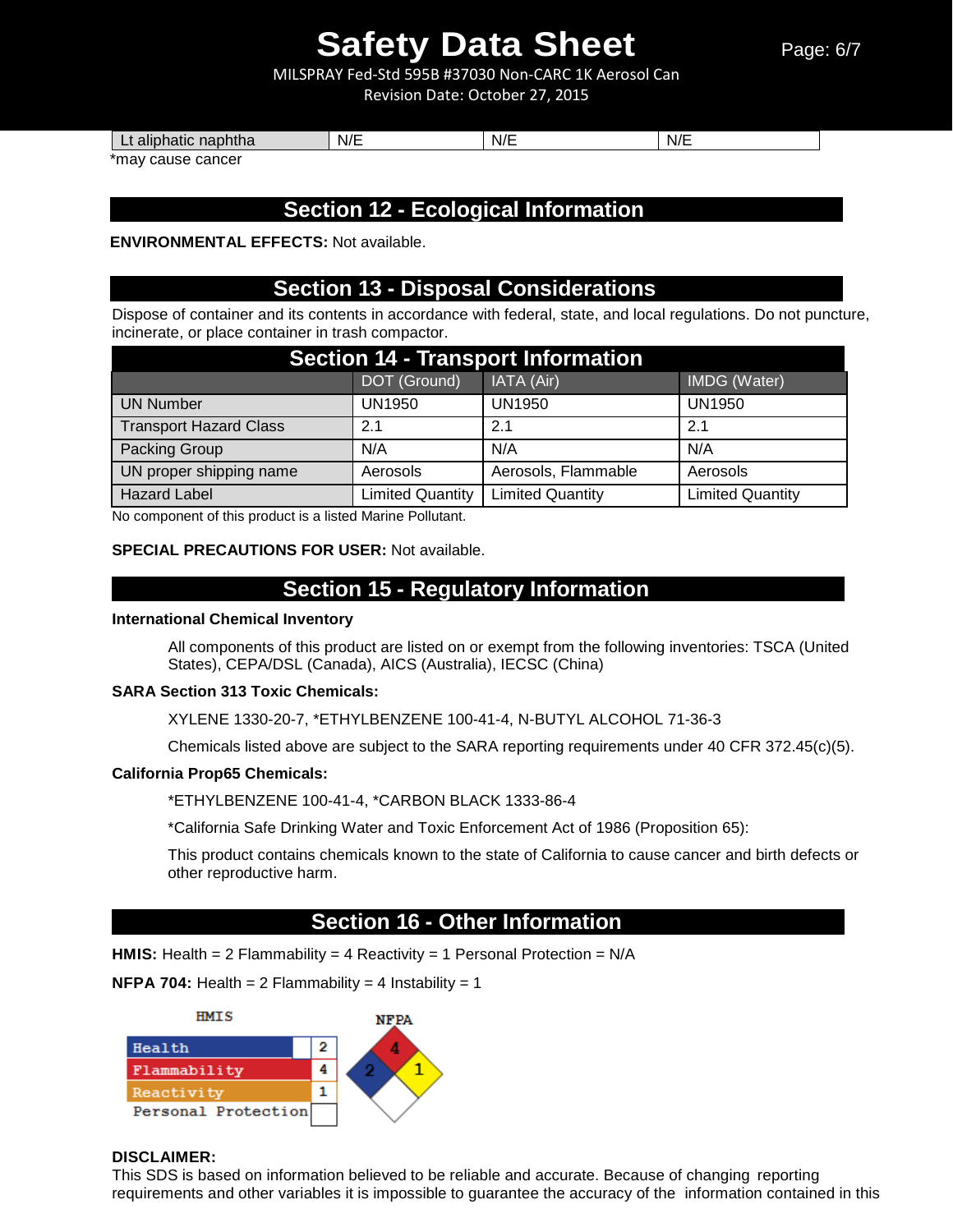| Lt aliphatic naphtha | N/E | N/E | N/E |
|---|---|---|---|

*may cause cancer

## Section 12 - Ecological Information

**ENVIRONMENTAL EFFECTS:** Not available.

## Section 13 - Disposal Considerations

Dispose of container and its contents in accordance with federal, state, and local regulations. Do not puncture, incinerate, or place container in trash compactor.

## Section 14 - Transport Information

| | DOT (Ground) | IATA (Air) | IMDG (Water) |
|---|---|---|---|
| UN Number | UN1950 | UN1950 | UN1950 |
| Transport Hazard Class | 2.1 | 2.1 | 2.1 |
| Packing Group | N/A | N/A | N/A |
| UN proper shipping name | Aerosols | Aerosols, Flammable | Aerosols |
| Hazard Label | Limited Quantity | Limited Quantity | Limited Quantity |

No component of this product is a listed Marine Pollutant.

**SPECIAL PRECAUTIONS FOR USER:** Not available.

## Section 15 - Regulatory Information

**International Chemical Inventory**

All components of this product are listed on or exempt from the following inventories: TSCA (United States), CEPA/DSL (Canada), AICS (Australia), IECSC (China)

**SARA Section 313 Toxic Chemicals:**

XYLENE 1330-20-7, *ETHYLBENZENE 100-41-4, N-BUTYL ALCOHOL 71-36-3

Chemicals listed above are subject to the SARA reporting requirements under 40 CFR 372.45(c)(5).

**California Prop65 Chemicals:**

*ETHYLBENZENE 100-41-4, *CARBON BLACK 1333-86-4

*California Safe Drinking Water and Toxic Enforcement Act of 1986 (Proposition 65):

This product contains chemicals known to the state of California to cause cancer and birth defects or other reproductive harm.

## Section 16 - Other Information

**HMIS:** Health = 2 Flammability = 4 Reactivity = 1 Personal Protection = N/A

**NFPA 704:** Health = 2 Flammability = 4 Instability = 1

| HMIS | |
|---|---|
| Health | 2 |
| Flammability | 4 |
| Reactivity | 1 |
| Personal Protection | |

NFPA: Flammability 4, Health 2, Instability 1

**DISCLAIMER:**
This SDS is based on information believed to be reliable and accurate. Because of changing reporting requirements and other variables it is impossible to guarantee the accuracy of the information contained in this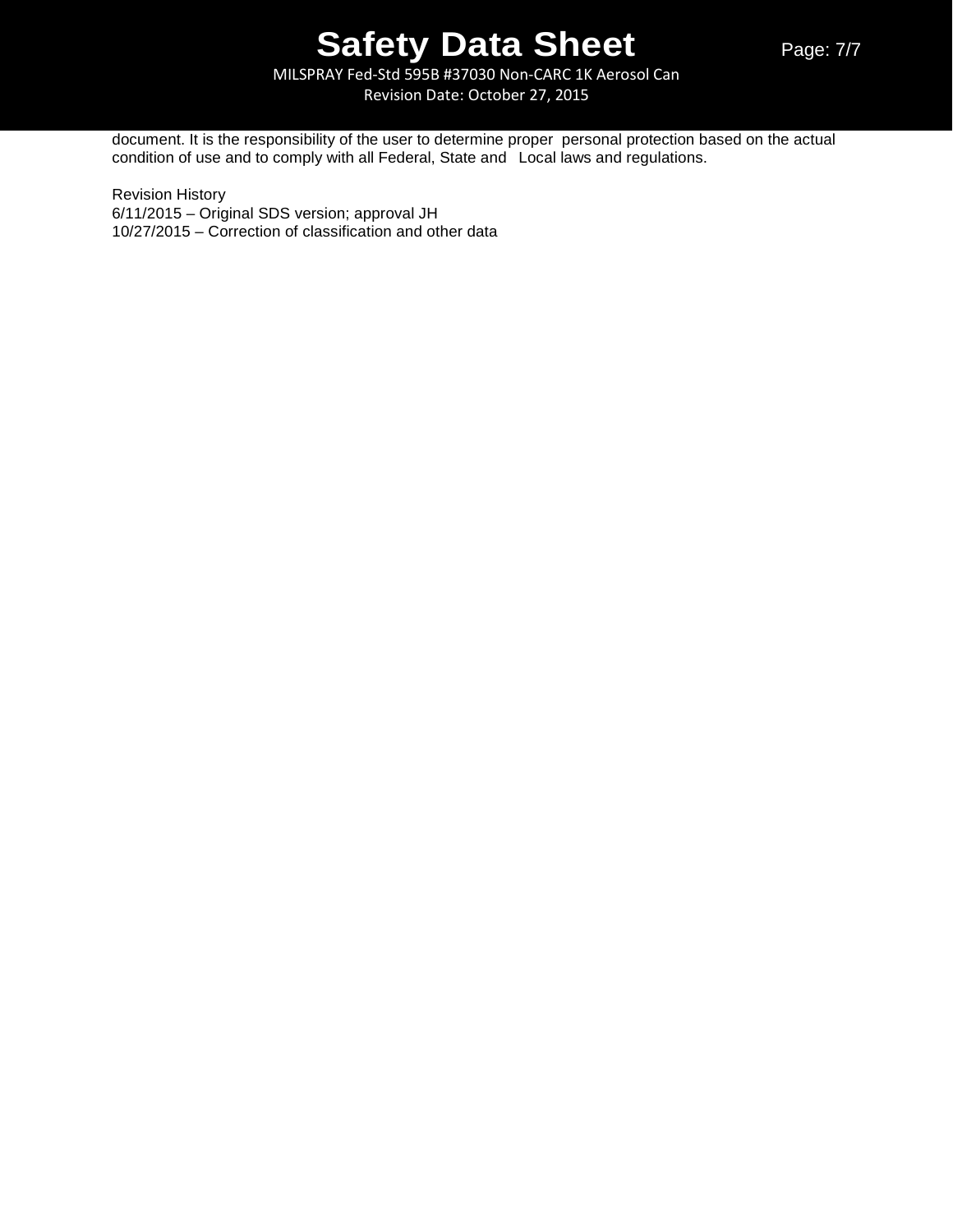document. It is the responsibility of the user to determine proper personal protection based on the actual condition of use and to comply with all Federal, State and Local laws and regulations.

Revision History
6/11/2015 – Original SDS version; approval JH
10/27/2015 – Correction of classification and other data